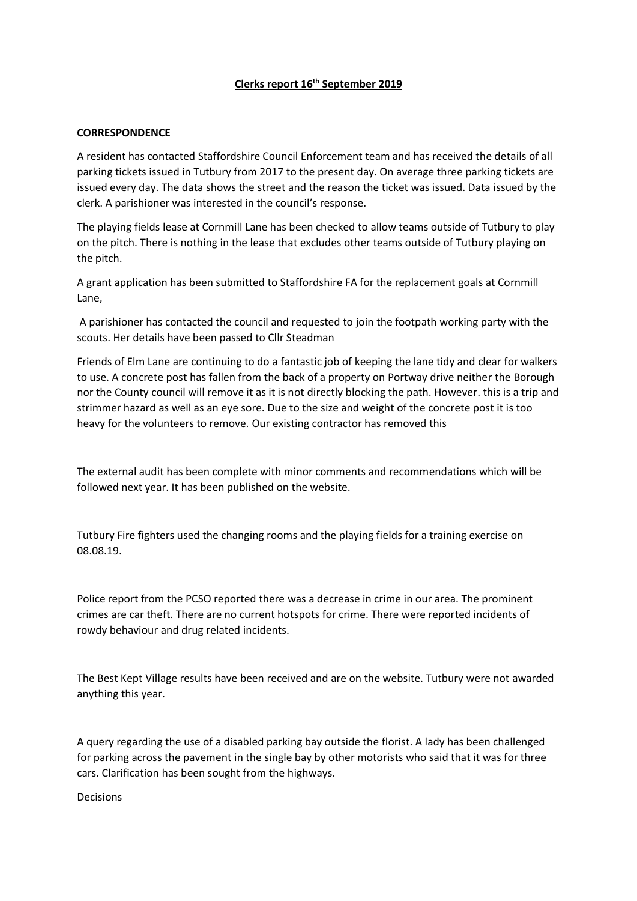# Clerks report 16th September 2019

**CORRESPONDENCE**

A resident has contacted Staffordshire Council Enforcement team and has received the details of all parking tickets issued in Tutbury from 2017 to the present day. On average three parking tickets are issued every day. The data shows the street and the reason the ticket was issued. Data issued by the clerk. A parishioner was interested in the council's response.

The playing fields lease at Cornmill Lane has been checked to allow teams outside of Tutbury to play on the pitch. There is nothing in the lease that excludes other teams outside of Tutbury playing on the pitch.

A grant application has been submitted to Staffordshire FA for the replacement goals at Cornmill Lane,

A parishioner has contacted the council and requested to join the footpath working party with the scouts. Her details have been passed to Cllr Steadman

Friends of Elm Lane are continuing to do a fantastic job of keeping the lane tidy and clear for walkers to use. A concrete post has fallen from the back of a property on Portway drive neither the Borough nor the County council will remove it as it is not directly blocking the path. However. this is a trip and strimmer hazard as well as an eye sore. Due to the size and weight of the concrete post it is too heavy for the volunteers to remove. Our existing contractor has removed this

The external audit has been complete with minor comments and recommendations which will be followed next year. It has been published on the website.

Tutbury Fire fighters used the changing rooms and the playing fields for a training exercise on 08.08.19.

Police report from the PCSO reported there was a decrease in crime in our area. The prominent crimes are car theft. There are no current hotspots for crime. There were reported incidents of rowdy behaviour and drug related incidents.

The Best Kept Village results have been received and are on the website. Tutbury were not awarded anything this year.

A query regarding the use of a disabled parking bay outside the florist. A lady has been challenged for parking across the pavement in the single bay by other motorists who said that it was for three cars. Clarification has been sought from the highways.

Decisions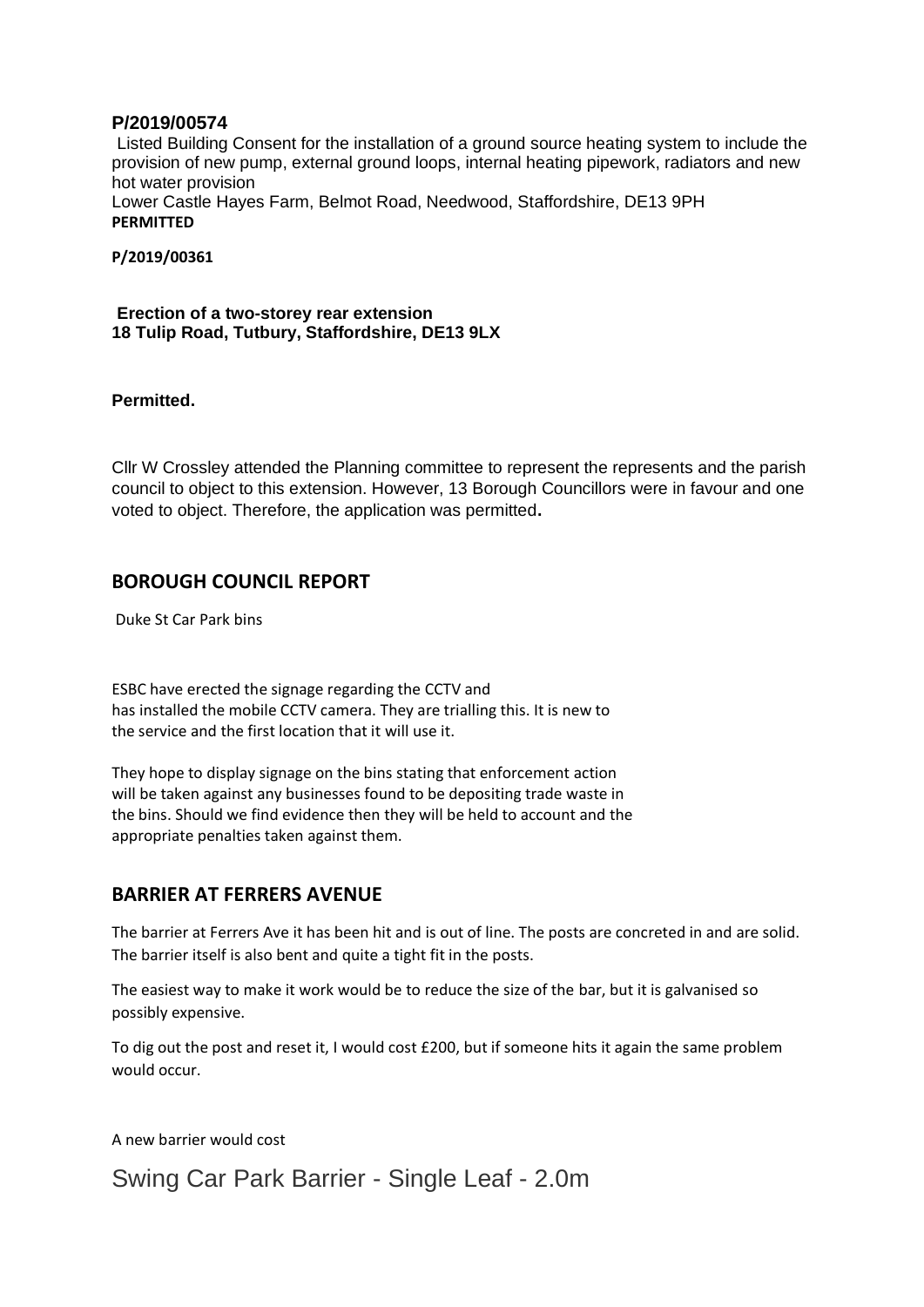**P/2019/00574**

Listed Building Consent for the installation of a ground source heating system to include the provision of new pump, external ground loops, internal heating pipework, radiators and new hot water provision
Lower Castle Hayes Farm, Belmot Road, Needwood, Staffordshire, DE13 9PH
**PERMITTED**

**P/2019/00361**

**Erection of a two-storey rear extension**
**18 Tulip Road, Tutbury, Staffordshire, DE13 9LX**

**Permitted.**

Cllr W Crossley attended the Planning committee to represent the represents and the parish council to object to this extension. However, 13 Borough Councillors were in favour and one voted to object. Therefore, the application was permitted**.**

## BOROUGH COUNCIL REPORT

Duke St Car Park bins

ESBC have erected the signage regarding the CCTV and has installed the mobile CCTV camera. They are trialling this. It is new to the service and the first location that it will use it.

They hope to display signage on the bins stating that enforcement action will be taken against any businesses found to be depositing trade waste in the bins. Should we find evidence then they will be held to account and the appropriate penalties taken against them.

## BARRIER AT FERRERS AVENUE

The barrier at Ferrers Ave it has been hit and is out of line. The posts are concreted in and are solid. The barrier itself is also bent and quite a tight fit in the posts.

The easiest way to make it work would be to reduce the size of the bar, but it is galvanised so possibly expensive.

To dig out the post and reset it, I would cost £200, but if someone hits it again the same problem would occur.

A new barrier would cost

# Swing Car Park Barrier - Single Leaf - 2.0m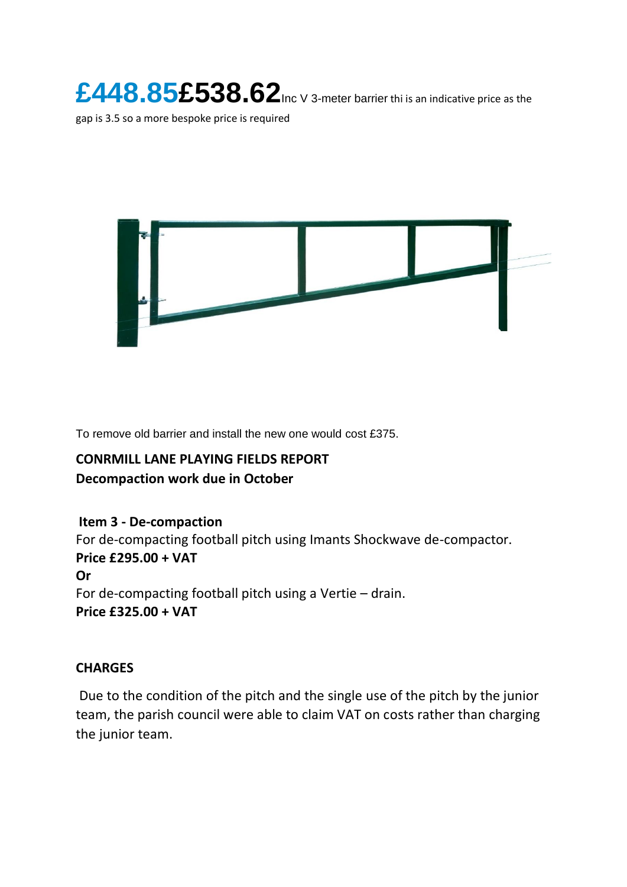**£448.85£538.62** Inc V 3-meter barrier thi is an indicative price as the gap is 3.5 so a more bespoke price is required

To remove old barrier and install the new one would cost £375.

**CONRMILL LANE PLAYING FIELDS REPORT**
**Decompaction work due in October**

**Item 3 - De-compaction**
For de-compacting football pitch using Imants Shockwave de-compactor.
**Price £295.00 + VAT**
**Or**
For de-compacting football pitch using a Vertie – drain.
**Price £325.00 + VAT**

**CHARGES**

Due to the condition of the pitch and the single use of the pitch by the junior team, the parish council were able to claim VAT on costs rather than charging the junior team.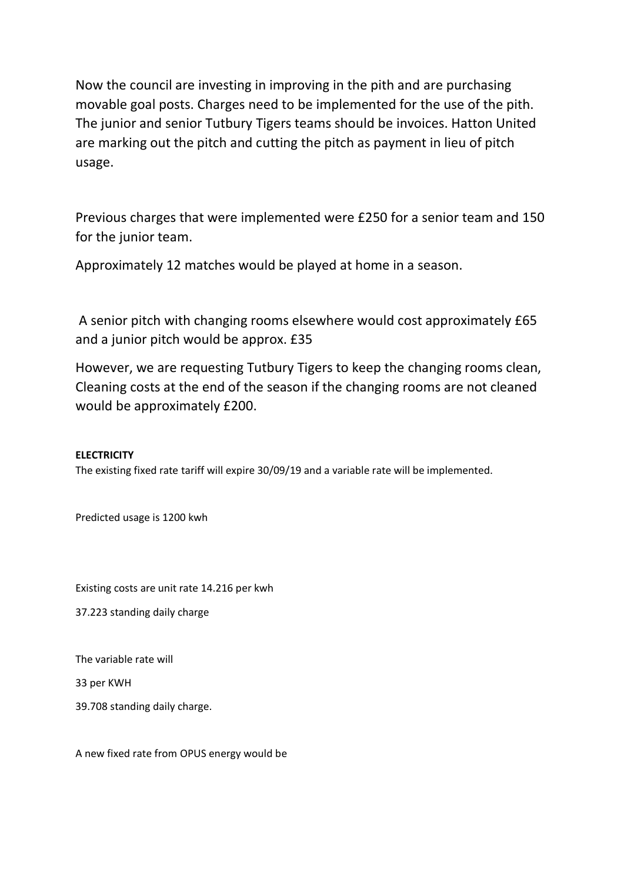Now the council are investing in improving in the pith and are purchasing movable goal posts. Charges need to be implemented for the use of the pith. The junior and senior Tutbury Tigers teams should be invoices. Hatton United are marking out the pitch and cutting the pitch as payment in lieu of pitch usage.

Previous charges that were implemented were £250 for a senior team and 150 for the junior team.

Approximately 12 matches would be played at home in a season.

A senior pitch with changing rooms elsewhere would cost approximately £65 and a junior pitch would be approx. £35

However, we are requesting Tutbury Tigers to keep the changing rooms clean, Cleaning costs at the end of the season if the changing rooms are not cleaned would be approximately £200.

**ELECTRICITY**

The existing fixed rate tariff will expire 30/09/19 and a variable rate will be implemented.

Predicted usage is 1200 kwh

Existing costs are unit rate 14.216 per kwh

37.223 standing daily charge

The variable rate will

33 per KWH

39.708 standing daily charge.

A new fixed rate from OPUS energy would be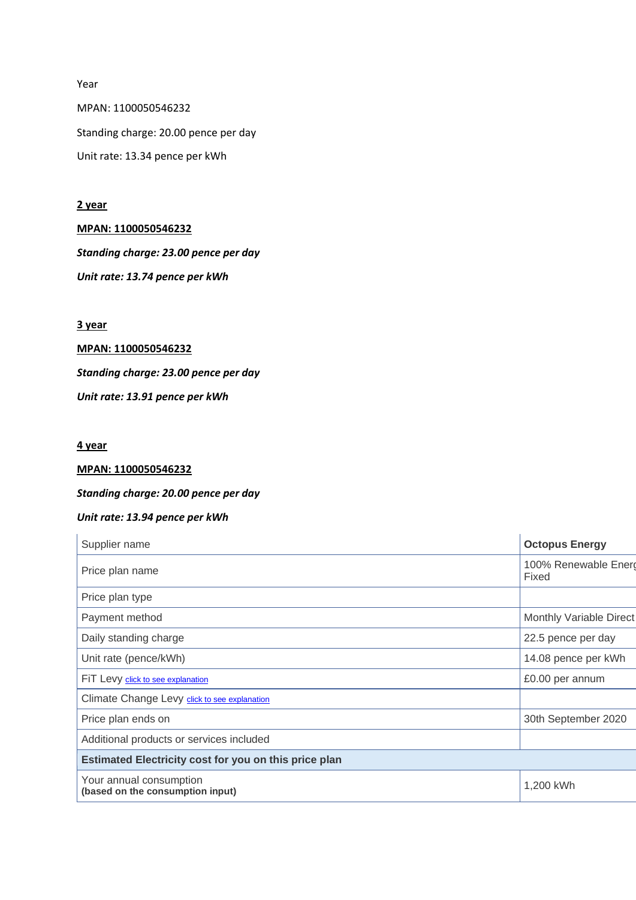Year

MPAN: 1100050546232

Standing charge: 20.00 pence per day

Unit rate: 13.34 pence per kWh

**2 year**

**MPAN: 1100050546232**

***Standing charge: 23.00 pence per day***

***Unit rate: 13.74 pence per kWh***

**3 year**

**MPAN: 1100050546232**

***Standing charge: 23.00 pence per day***

***Unit rate: 13.91 pence per kWh***

**4 year**

**MPAN: 1100050546232**

***Standing charge: 20.00 pence per day***

***Unit rate: 13.94 pence per kWh***

| Supplier name | **Octopus Energy** |
|---|---|
| Price plan name | 100% Renewable Energ Fixed |
| Price plan type | |
| Payment method | Monthly Variable Direct |
| Daily standing charge | 22.5 pence per day |
| Unit rate (pence/kWh) | 14.08 pence per kWh |
| FiT Levy click to see explanation | £0.00 per annum |
| Climate Change Levy click to see explanation | |
| Price plan ends on | 30th September 2020 |
| Additional products or services included | |
| **Estimated Electricity cost for you on this price plan** | |
| Your annual consumption **(based on the consumption input)** | 1,200 kWh |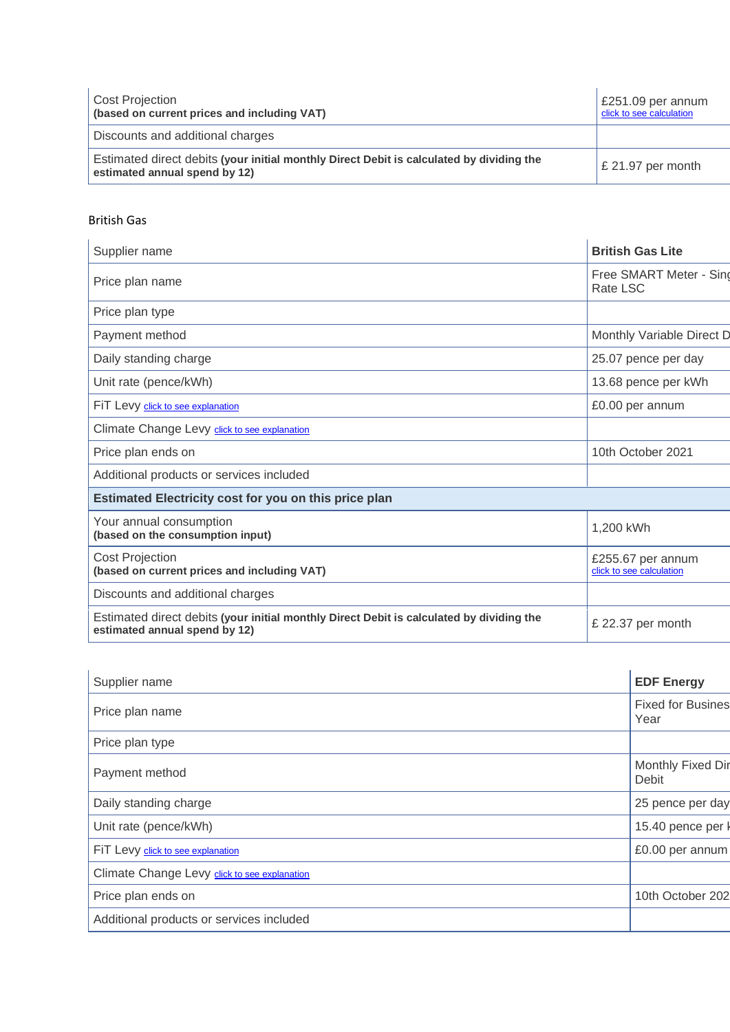| | |
|---|---|
| Cost Projection **(based on current prices and including VAT)** | £251.09 per annum click to see calculation |
| Discounts and additional charges | |
| Estimated direct debits **(your initial monthly Direct Debit is calculated by dividing the estimated annual spend by 12)** | £ 21.97 per month |

British Gas

| Supplier name | **British Gas Lite** |
|---|---|
| Price plan name | Free SMART Meter - Sing Rate LSC |
| Price plan type | |
| Payment method | Monthly Variable Direct D |
| Daily standing charge | 25.07 pence per day |
| Unit rate (pence/kWh) | 13.68 pence per kWh |
| FiT Levy click to see explanation | £0.00 per annum |
| Climate Change Levy click to see explanation | |
| Price plan ends on | 10th October 2021 |
| Additional products or services included | |
| **Estimated Electricity cost for you on this price plan** | |
| Your annual consumption **(based on the consumption input)** | 1,200 kWh |
| Cost Projection **(based on current prices and including VAT)** | £255.67 per annum click to see calculation |
| Discounts and additional charges | |
| Estimated direct debits **(your initial monthly Direct Debit is calculated by dividing the estimated annual spend by 12)** | £ 22.37 per month |

| Supplier name | **EDF Energy** |
|---|---|
| Price plan name | Fixed for Busines Year |
| Price plan type | |
| Payment method | Monthly Fixed Dir Debit |
| Daily standing charge | 25 pence per day |
| Unit rate (pence/kWh) | 15.40 pence per k |
| FiT Levy click to see explanation | £0.00 per annum |
| Climate Change Levy click to see explanation | |
| Price plan ends on | 10th October 202 |
| Additional products or services included | |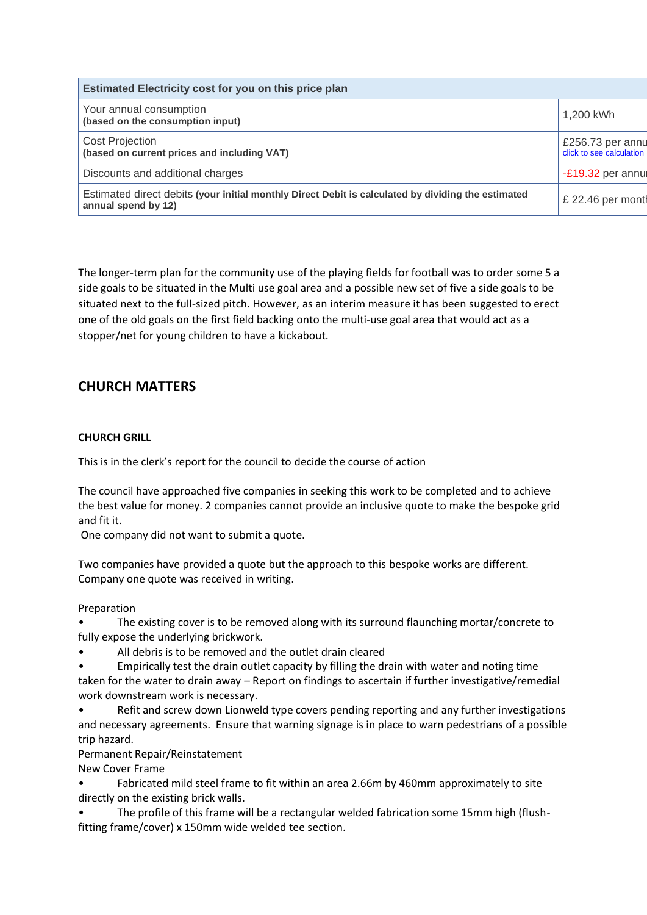| Estimated Electricity cost for you on this price plan | |
|---|---|
| Your annual consumption **(based on the consumption input)** | 1,200 kWh |
| Cost Projection **(based on current prices and including VAT)** | £256.73 per annu click to see calculation |
| Discounts and additional charges | -£19.32 per annu |
| Estimated direct debits **(your initial monthly Direct Debit is calculated by dividing the estimated annual spend by 12)** | £ 22.46 per mont |

The longer-term plan for the community use of the playing fields for football was to order some 5 a side goals to be situated in the Multi use goal area and a possible new set of five a side goals to be situated next to the full-sized pitch. However, as an interim measure it has been suggested to erect one of the old goals on the first field backing onto the multi-use goal area that would act as a stopper/net for young children to have a kickabout.

## CHURCH MATTERS

### CHURCH GRILL

This is in the clerk's report for the council to decide the course of action

The council have approached five companies in seeking this work to be completed and to achieve the best value for money. 2 companies cannot provide an inclusive quote to make the bespoke grid and fit it.
One company did not want to submit a quote.

Two companies have provided a quote but the approach to this bespoke works are different.
Company one quote was received in writing.

Preparation

- The existing cover is to be removed along with its surround flaunching mortar/concrete to fully expose the underlying brickwork.
- All debris is to be removed and the outlet drain cleared
- Empirically test the drain outlet capacity by filling the drain with water and noting time taken for the water to drain away – Report on findings to ascertain if further investigative/remedial work downstream work is necessary.
- Refit and screw down Lionweld type covers pending reporting and any further investigations and necessary agreements. Ensure that warning signage is in place to warn pedestrians of a possible trip hazard.

Permanent Repair/Reinstatement

New Cover Frame

- Fabricated mild steel frame to fit within an area 2.66m by 460mm approximately to site directly on the existing brick walls.
- The profile of this frame will be a rectangular welded fabrication some 15mm high (flush-fitting frame/cover) x 150mm wide welded tee section.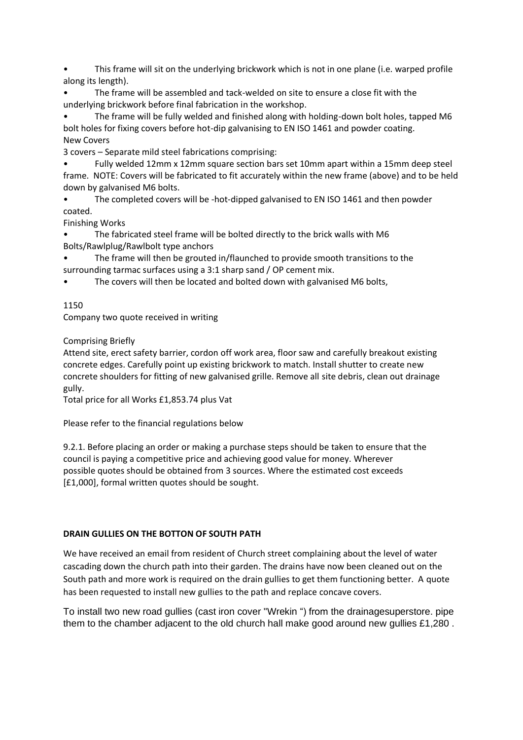- This frame will sit on the underlying brickwork which is not in one plane (i.e. warped profile along its length).
- The frame will be assembled and tack-welded on site to ensure a close fit with the underlying brickwork before final fabrication in the workshop.
- The frame will be fully welded and finished along with holding-down bolt holes, tapped M6 bolt holes for fixing covers before hot-dip galvanising to EN ISO 1461 and powder coating.

New Covers

3 covers – Separate mild steel fabrications comprising:

- Fully welded 12mm x 12mm square section bars set 10mm apart within a 15mm deep steel frame. NOTE: Covers will be fabricated to fit accurately within the new frame (above) and to be held down by galvanised M6 bolts.
- The completed covers will be -hot-dipped galvanised to EN ISO 1461 and then powder coated.

Finishing Works

- The fabricated steel frame will be bolted directly to the brick walls with M6 Bolts/Rawlplug/Rawlbolt type anchors
- The frame will then be grouted in/flaunched to provide smooth transitions to the surrounding tarmac surfaces using a 3:1 sharp sand / OP cement mix.
- The covers will then be located and bolted down with galvanised M6 bolts,

1150

Company two quote received in writing

Comprising Briefly

Attend site, erect safety barrier, cordon off work area, floor saw and carefully breakout existing concrete edges. Carefully point up existing brickwork to match. Install shutter to create new concrete shoulders for fitting of new galvanised grille. Remove all site debris, clean out drainage gully.

Total price for all Works £1,853.74 plus Vat

Please refer to the financial regulations below

9.2.1. Before placing an order or making a purchase steps should be taken to ensure that the council is paying a competitive price and achieving good value for money. Wherever possible quotes should be obtained from 3 sources. Where the estimated cost exceeds [£1,000], formal written quotes should be sought.

**DRAIN GULLIES ON THE BOTTON OF SOUTH PATH**

We have received an email from resident of Church street complaining about the level of water cascading down the church path into their garden. The drains have now been cleaned out on the South path and more work is required on the drain gullies to get them functioning better. A quote has been requested to install new gullies to the path and replace concave covers.

To install two new road gullies (cast iron cover "Wrekin ") from the drainagesuperstore. pipe them to the chamber adjacent to the old church hall make good around new gullies £1,280 .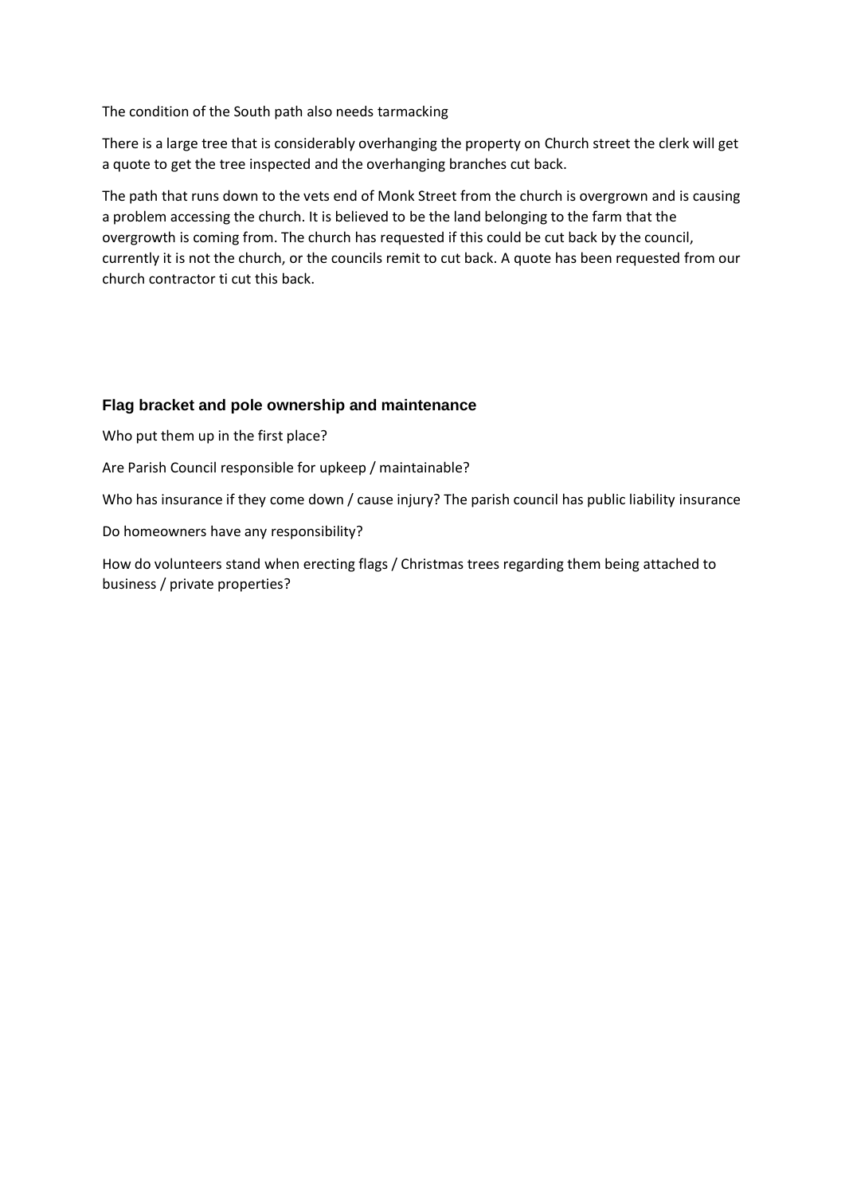The condition of the South path also needs tarmacking

There is a large tree that is considerably overhanging the property on Church street the clerk will get a quote to get the tree inspected and the overhanging branches cut back.

The path that runs down to the vets end of Monk Street from the church is overgrown and is causing a problem accessing the church. It is believed to be the land belonging to the farm that the overgrowth is coming from. The church has requested if this could be cut back by the council, currently it is not the church, or the councils remit to cut back. A quote has been requested from our church contractor ti cut this back.

## Flag bracket and pole ownership and maintenance

Who put them up in the first place?

Are Parish Council responsible for upkeep / maintainable?

Who has insurance if they come down / cause injury? The parish council has public liability insurance

Do homeowners have any responsibility?

How do volunteers stand when erecting flags / Christmas trees regarding them being attached to business / private properties?